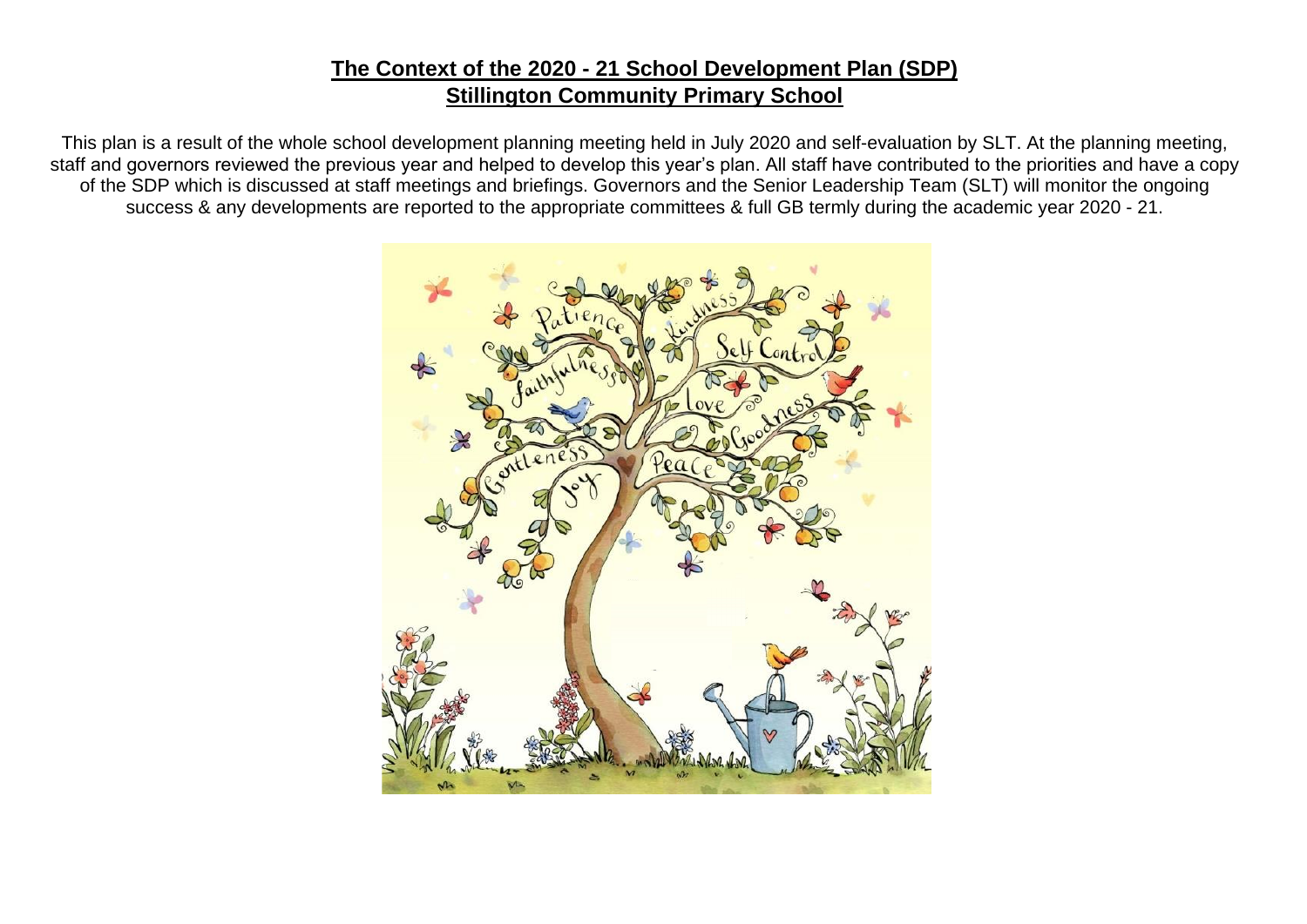# The Context of the 2020 - 21 School Development Plan (SDP)
## Stillington Community Primary School

This plan is a result of the whole school development planning meeting held in July 2020 and self-evaluation by SLT. At the planning meeting, staff and governors reviewed the previous year and helped to develop this year's plan. All staff have contributed to the priorities and have a copy of the SDP which is discussed at staff meetings and briefings. Governors and the Senior Leadership Team (SLT) will monitor the ongoing success & any developments are reported to the appropriate committees & full GB termly during the academic year 2020 - 21.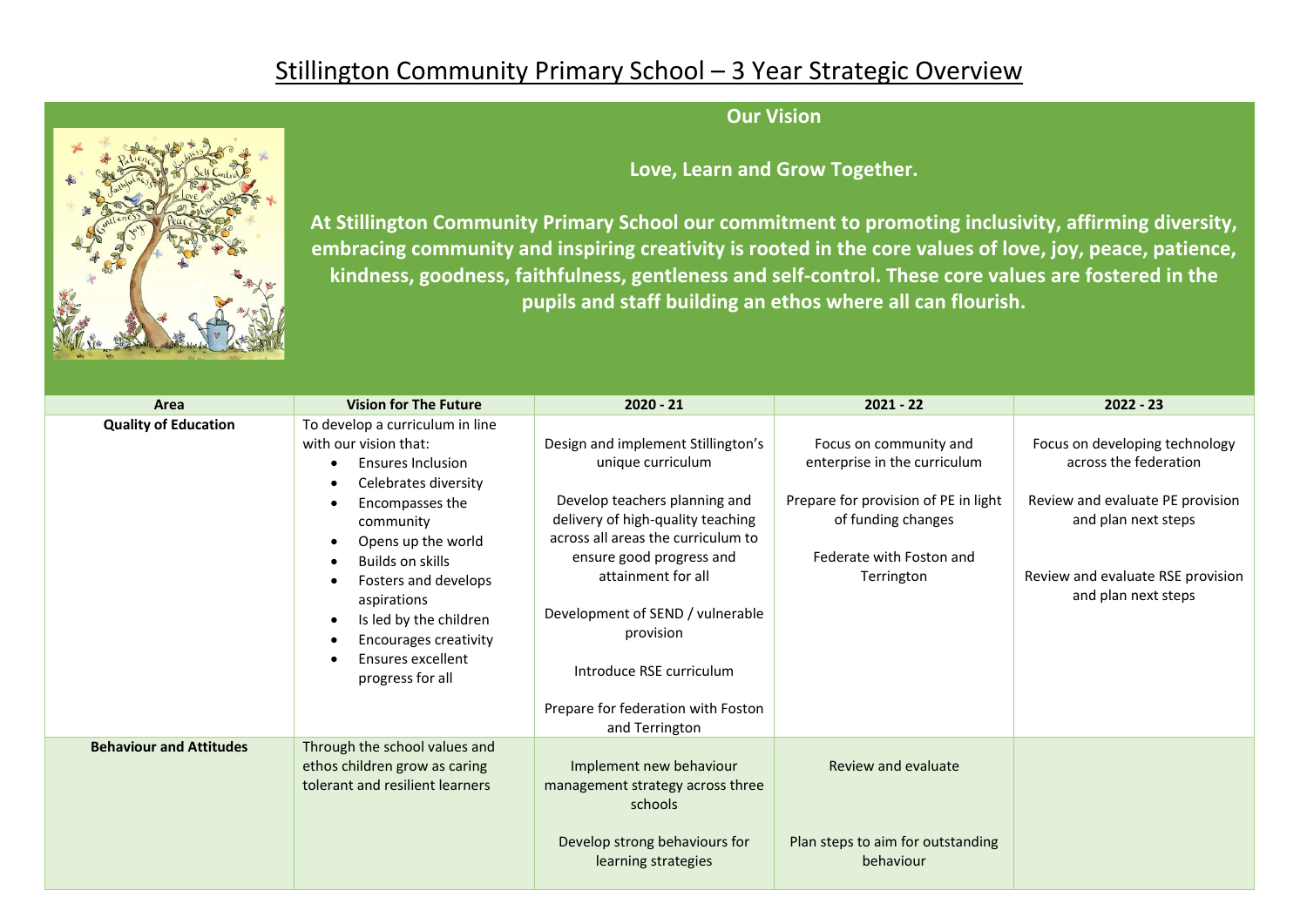# Stillington Community Primary School – 3 Year Strategic Overview

**Our Vision**

**Love, Learn and Grow Together.**

**At Stillington Community Primary School our commitment to promoting inclusivity, affirming diversity, embracing community and inspiring creativity is rooted in the core values of love, joy, peace, patience, kindness, goodness, faithfulness, gentleness and self-control. These core values are fostered in the pupils and staff building an ethos where all can flourish.**

| Area | Vision for The Future | 2020 - 21 | 2021 - 22 | 2022 - 23 |
|---|---|---|---|---|
| **Quality of Education** | To develop a curriculum in line with our vision that:<br>• Ensures Inclusion<br>• Celebrates diversity<br>• Encompasses the community<br>• Opens up the world<br>• Builds on skills<br>• Fosters and develops aspirations<br>• Is led by the children<br>• Encourages creativity<br>• Ensures excellent progress for all | Design and implement Stillington's unique curriculum<br><br>Develop teachers planning and delivery of high-quality teaching across all areas the curriculum to ensure good progress and attainment for all<br><br>Development of SEND / vulnerable provision<br><br>Introduce RSE curriculum<br><br>Prepare for federation with Foston and Terrington | Focus on community and enterprise in the curriculum<br><br>Prepare for provision of PE in light of funding changes<br><br>Federate with Foston and Terrington | Focus on developing technology across the federation<br><br>Review and evaluate PE provision and plan next steps<br><br>Review and evaluate RSE provision and plan next steps |
| **Behaviour and Attitudes** | Through the school values and ethos children grow as caring tolerant and resilient learners | Implement new behaviour management strategy across three schools<br><br>Develop strong behaviours for learning strategies | Review and evaluate<br><br>Plan steps to aim for outstanding behaviour | |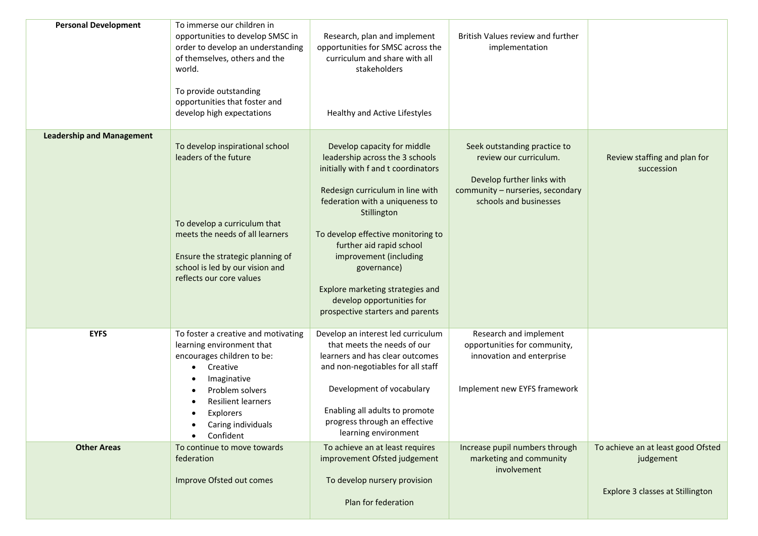| Personal Development | To immerse our children in opportunities to develop SMSC in order to develop an understanding of themselves, others and the world.<br><br>To provide outstanding opportunities that foster and develop high expectations | Research, plan and implement opportunities for SMSC across the curriculum and share with all stakeholders<br><br>Healthy and Active Lifestyles | British Values review and further implementation | |
|---|---|---|---|---|
| **Leadership and Management** | To develop inspirational school leaders of the future<br><br>To develop a curriculum that meets the needs of all learners<br><br>Ensure the strategic planning of school is led by our vision and reflects our core values | Develop capacity for middle leadership across the 3 schools initially with f and t coordinators<br><br>Redesign curriculum in line with federation with a uniqueness to Stillington<br><br>To develop effective monitoring to further aid rapid school improvement (including governance)<br><br>Explore marketing strategies and develop opportunities for prospective starters and parents | Seek outstanding practice to review our curriculum.<br><br>Develop further links with community – nurseries, secondary schools and businesses | Review staffing and plan for succession |
| **EYFS** | To foster a creative and motivating learning environment that encourages children to be:<br>• Creative<br>• Imaginative<br>• Problem solvers<br>• Resilient learners<br>• Explorers<br>• Caring individuals<br>• Confident | Develop an interest led curriculum that meets the needs of our learners and has clear outcomes and non-negotiables for all staff<br><br>Development of vocabulary<br><br>Enabling all adults to promote progress through an effective learning environment | Research and implement opportunities for community, innovation and enterprise<br><br>Implement new EYFS framework | |
| **Other Areas** | To continue to move towards federation<br><br>Improve Ofsted out comes | To achieve an at least requires improvement Ofsted judgement<br><br>To develop nursery provision<br><br>Plan for federation | Increase pupil numbers through marketing and community involvement | To achieve an at least good Ofsted judgement<br><br>Explore 3 classes at Stillington |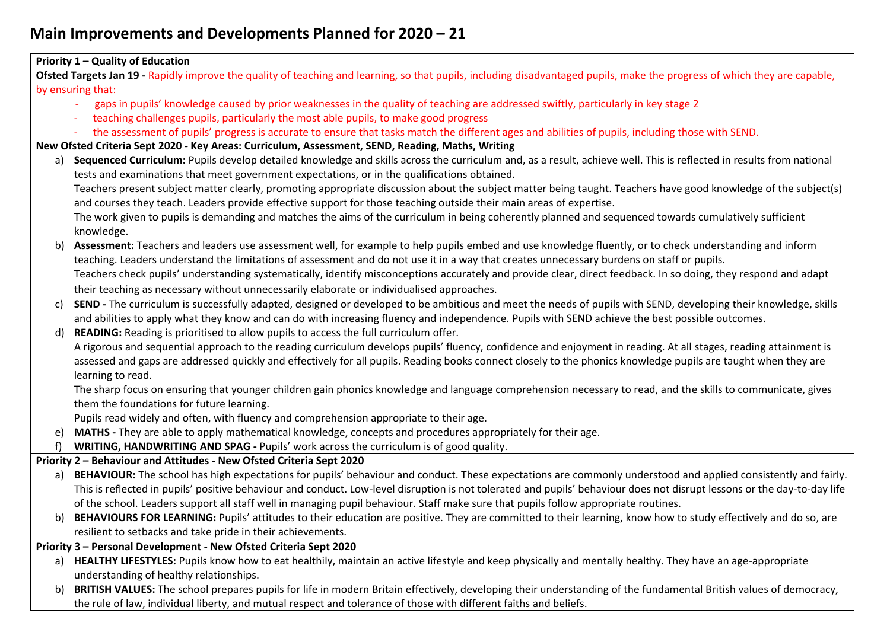# Main Improvements and Developments Planned for 2020 – 21

**Priority 1 – Quality of Education**

**Ofsted Targets Jan 19 -** Rapidly improve the quality of teaching and learning, so that pupils, including disadvantaged pupils, make the progress of which they are capable, by ensuring that:

- gaps in pupils' knowledge caused by prior weaknesses in the quality of teaching are addressed swiftly, particularly in key stage 2
- teaching challenges pupils, particularly the most able pupils, to make good progress
- the assessment of pupils' progress is accurate to ensure that tasks match the different ages and abilities of pupils, including those with SEND.

**New Ofsted Criteria Sept 2020 - Key Areas: Curriculum, Assessment, SEND, Reading, Maths, Writing**

a) **Sequenced Curriculum:** Pupils develop detailed knowledge and skills across the curriculum and, as a result, achieve well. This is reflected in results from national tests and examinations that meet government expectations, or in the qualifications obtained.
   Teachers present subject matter clearly, promoting appropriate discussion about the subject matter being taught. Teachers have good knowledge of the subject(s) and courses they teach. Leaders provide effective support for those teaching outside their main areas of expertise.
   The work given to pupils is demanding and matches the aims of the curriculum in being coherently planned and sequenced towards cumulatively sufficient knowledge.

b) **Assessment:** Teachers and leaders use assessment well, for example to help pupils embed and use knowledge fluently, or to check understanding and inform teaching. Leaders understand the limitations of assessment and do not use it in a way that creates unnecessary burdens on staff or pupils.
   Teachers check pupils' understanding systematically, identify misconceptions accurately and provide clear, direct feedback. In so doing, they respond and adapt their teaching as necessary without unnecessarily elaborate or individualised approaches.

c) **SEND -** The curriculum is successfully adapted, designed or developed to be ambitious and meet the needs of pupils with SEND, developing their knowledge, skills and abilities to apply what they know and can do with increasing fluency and independence. Pupils with SEND achieve the best possible outcomes.

d) **READING:** Reading is prioritised to allow pupils to access the full curriculum offer.
   A rigorous and sequential approach to the reading curriculum develops pupils' fluency, confidence and enjoyment in reading. At all stages, reading attainment is assessed and gaps are addressed quickly and effectively for all pupils. Reading books connect closely to the phonics knowledge pupils are taught when they are learning to read.
   The sharp focus on ensuring that younger children gain phonics knowledge and language comprehension necessary to read, and the skills to communicate, gives them the foundations for future learning.
   Pupils read widely and often, with fluency and comprehension appropriate to their age.

e) **MATHS -** They are able to apply mathematical knowledge, concepts and procedures appropriately for their age.

f) **WRITING, HANDWRITING AND SPAG -** Pupils' work across the curriculum is of good quality.

**Priority 2 – Behaviour and Attitudes - New Ofsted Criteria Sept 2020**

a) **BEHAVIOUR:** The school has high expectations for pupils' behaviour and conduct. These expectations are commonly understood and applied consistently and fairly. This is reflected in pupils' positive behaviour and conduct. Low-level disruption is not tolerated and pupils' behaviour does not disrupt lessons or the day-to-day life of the school. Leaders support all staff well in managing pupil behaviour. Staff make sure that pupils follow appropriate routines.

b) **BEHAVIOURS FOR LEARNING:** Pupils' attitudes to their education are positive. They are committed to their learning, know how to study effectively and do so, are resilient to setbacks and take pride in their achievements.

**Priority 3 – Personal Development - New Ofsted Criteria Sept 2020**

a) **HEALTHY LIFESTYLES:** Pupils know how to eat healthily, maintain an active lifestyle and keep physically and mentally healthy. They have an age-appropriate understanding of healthy relationships.

b) **BRITISH VALUES:** The school prepares pupils for life in modern Britain effectively, developing their understanding of the fundamental British values of democracy, the rule of law, individual liberty, and mutual respect and tolerance of those with different faiths and beliefs.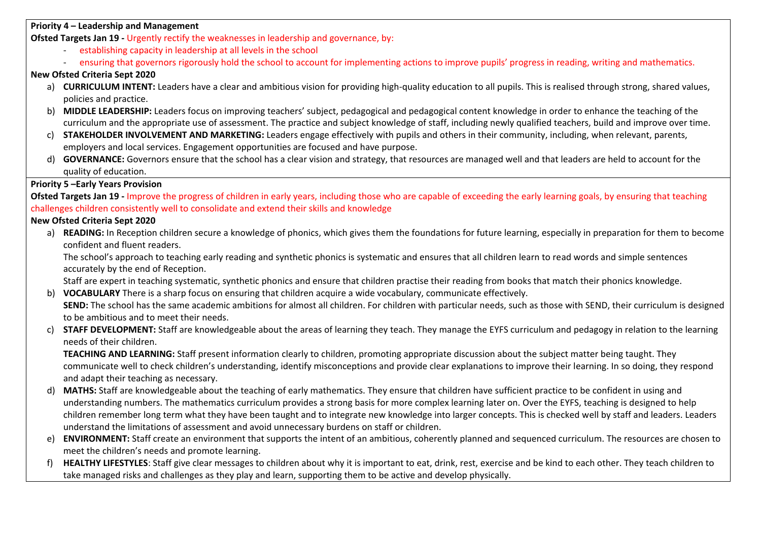**Priority 4 – Leadership and Management**

**Ofsted Targets Jan 19 -** Urgently rectify the weaknesses in leadership and governance, by:

- establishing capacity in leadership at all levels in the school
- ensuring that governors rigorously hold the school to account for implementing actions to improve pupils' progress in reading, writing and mathematics.

**New Ofsted Criteria Sept 2020**

a) **CURRICULUM INTENT:** Leaders have a clear and ambitious vision for providing high-quality education to all pupils. This is realised through strong, shared values, policies and practice.

b) **MIDDLE LEADERSHIP:** Leaders focus on improving teachers' subject, pedagogical and pedagogical content knowledge in order to enhance the teaching of the curriculum and the appropriate use of assessment. The practice and subject knowledge of staff, including newly qualified teachers, build and improve over time.

c) **STAKEHOLDER INVOLVEMENT AND MARKETING:** Leaders engage effectively with pupils and others in their community, including, when relevant, parents, employers and local services. Engagement opportunities are focused and have purpose.

d) **GOVERNANCE:** Governors ensure that the school has a clear vision and strategy, that resources are managed well and that leaders are held to account for the quality of education.

**Priority 5 –Early Years Provision**

**Ofsted Targets Jan 19 -** Improve the progress of children in early years, including those who are capable of exceeding the early learning goals, by ensuring that teaching challenges children consistently well to consolidate and extend their skills and knowledge

**New Ofsted Criteria Sept 2020**

a) **READING:** In Reception children secure a knowledge of phonics, which gives them the foundations for future learning, especially in preparation for them to become confident and fluent readers.
   The school's approach to teaching early reading and synthetic phonics is systematic and ensures that all children learn to read words and simple sentences accurately by the end of Reception.
   Staff are expert in teaching systematic, synthetic phonics and ensure that children practise their reading from books that match their phonics knowledge.

b) **VOCABULARY** There is a sharp focus on ensuring that children acquire a wide vocabulary, communicate effectively.
   **SEND:** The school has the same academic ambitions for almost all children. For children with particular needs, such as those with SEND, their curriculum is designed to be ambitious and to meet their needs.

c) **STAFF DEVELOPMENT:** Staff are knowledgeable about the areas of learning they teach. They manage the EYFS curriculum and pedagogy in relation to the learning needs of their children.
   **TEACHING AND LEARNING:** Staff present information clearly to children, promoting appropriate discussion about the subject matter being taught. They communicate well to check children's understanding, identify misconceptions and provide clear explanations to improve their learning. In so doing, they respond and adapt their teaching as necessary.

d) **MATHS:** Staff are knowledgeable about the teaching of early mathematics. They ensure that children have sufficient practice to be confident in using and understanding numbers. The mathematics curriculum provides a strong basis for more complex learning later on. Over the EYFS, teaching is designed to help children remember long term what they have been taught and to integrate new knowledge into larger concepts. This is checked well by staff and leaders. Leaders understand the limitations of assessment and avoid unnecessary burdens on staff or children.

e) **ENVIRONMENT:** Staff create an environment that supports the intent of an ambitious, coherently planned and sequenced curriculum. The resources are chosen to meet the children's needs and promote learning.

f) **HEALTHY LIFESTYLES**: Staff give clear messages to children about why it is important to eat, drink, rest, exercise and be kind to each other. They teach children to take managed risks and challenges as they play and learn, supporting them to be active and develop physically.